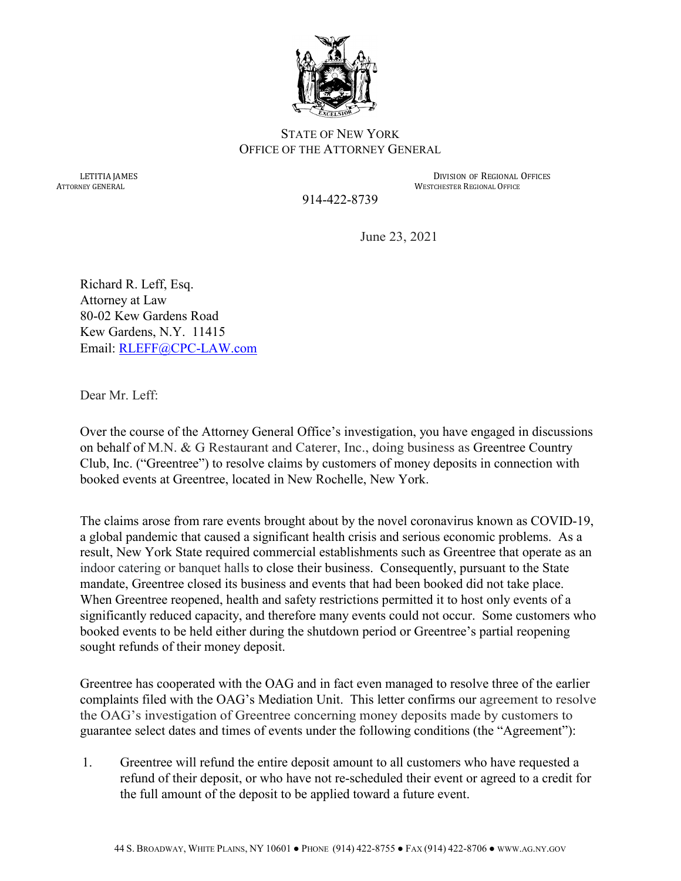STATE OF NEW YORK
OFFICE OF THE ATTORNEY GENERAL

LETITIA JAMES
ATTORNEY GENERAL

DIVISION OF REGIONAL OFFICES
WESTCHESTER REGIONAL OFFICE

914-422-8739

June 23, 2021

Richard R. Leff, Esq.
Attorney at Law
80-02 Kew Gardens Road
Kew Gardens, N.Y. 11415
Email: RLEFF@CPC-LAW.com

Dear Mr. Leff:

Over the course of the Attorney General Office's investigation, you have engaged in discussions on behalf of M.N. & G Restaurant and Caterer, Inc., doing business as Greentree Country Club, Inc. ("Greentree") to resolve claims by customers of money deposits in connection with booked events at Greentree, located in New Rochelle, New York.

The claims arose from rare events brought about by the novel coronavirus known as COVID-19, a global pandemic that caused a significant health crisis and serious economic problems. As a result, New York State required commercial establishments such as Greentree that operate as an indoor catering or banquet halls to close their business. Consequently, pursuant to the State mandate, Greentree closed its business and events that had been booked did not take place. When Greentree reopened, health and safety restrictions permitted it to host only events of a significantly reduced capacity, and therefore many events could not occur. Some customers who booked events to be held either during the shutdown period or Greentree's partial reopening sought refunds of their money deposit.

Greentree has cooperated with the OAG and in fact even managed to resolve three of the earlier complaints filed with the OAG's Mediation Unit. This letter confirms our agreement to resolve the OAG's investigation of Greentree concerning money deposits made by customers to guarantee select dates and times of events under the following conditions (the "Agreement"):

1. Greentree will refund the entire deposit amount to all customers who have requested a refund of their deposit, or who have not re-scheduled their event or agreed to a credit for the full amount of the deposit to be applied toward a future event.

44 S. BROADWAY, WHITE PLAINS, NY 10601 ● PHONE (914) 422-8755 ● FAX (914) 422-8706 ● WWW.AG.NY.GOV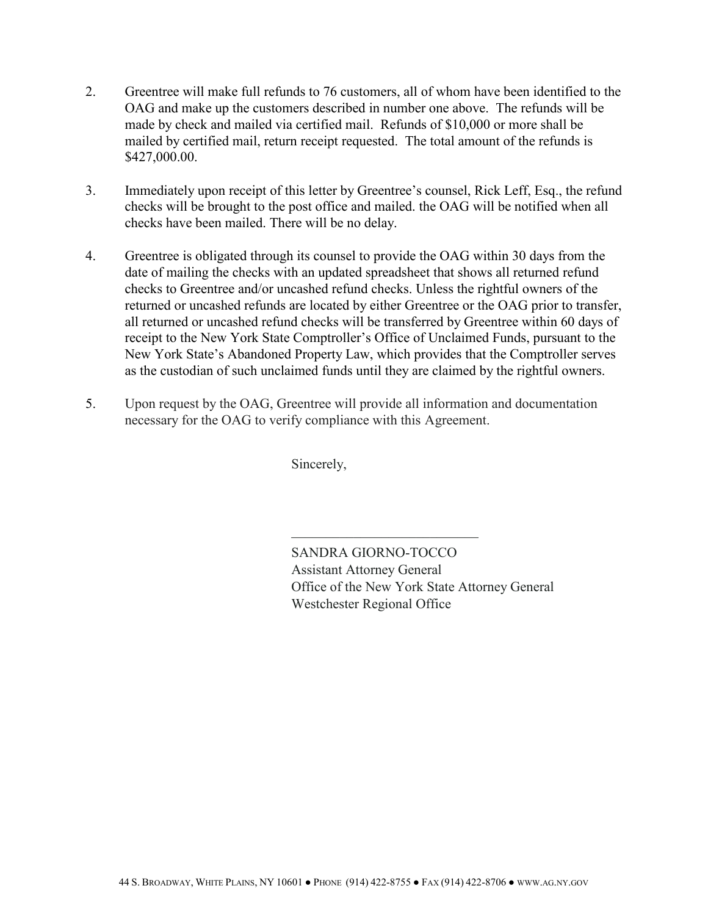2. Greentree will make full refunds to 76 customers, all of whom have been identified to the OAG and make up the customers described in number one above. The refunds will be made by check and mailed via certified mail. Refunds of $10,000 or more shall be mailed by certified mail, return receipt requested. The total amount of the refunds is $427,000.00.

3. Immediately upon receipt of this letter by Greentree's counsel, Rick Leff, Esq., the refund checks will be brought to the post office and mailed. the OAG will be notified when all checks have been mailed. There will be no delay.

4. Greentree is obligated through its counsel to provide the OAG within 30 days from the date of mailing the checks with an updated spreadsheet that shows all returned refund checks to Greentree and/or uncashed refund checks. Unless the rightful owners of the returned or uncashed refunds are located by either Greentree or the OAG prior to transfer, all returned or uncashed refund checks will be transferred by Greentree within 60 days of receipt to the New York State Comptroller's Office of Unclaimed Funds, pursuant to the New York State's Abandoned Property Law, which provides that the Comptroller serves as the custodian of such unclaimed funds until they are claimed by the rightful owners.

5. Upon request by the OAG, Greentree will provide all information and documentation necessary for the OAG to verify compliance with this Agreement.

Sincerely,

\_\_\_\_\_\_\_\_\_\_\_\_\_\_\_\_\_\_\_\_\_\_\_\_\_\_\_\_

SANDRA GIORNO-TOCCO
Assistant Attorney General
Office of the New York State Attorney General
Westchester Regional Office

44 S. BROADWAY, WHITE PLAINS, NY 10601 ● PHONE (914) 422-8755 ● FAX (914) 422-8706 ● WWW.AG.NY.GOV